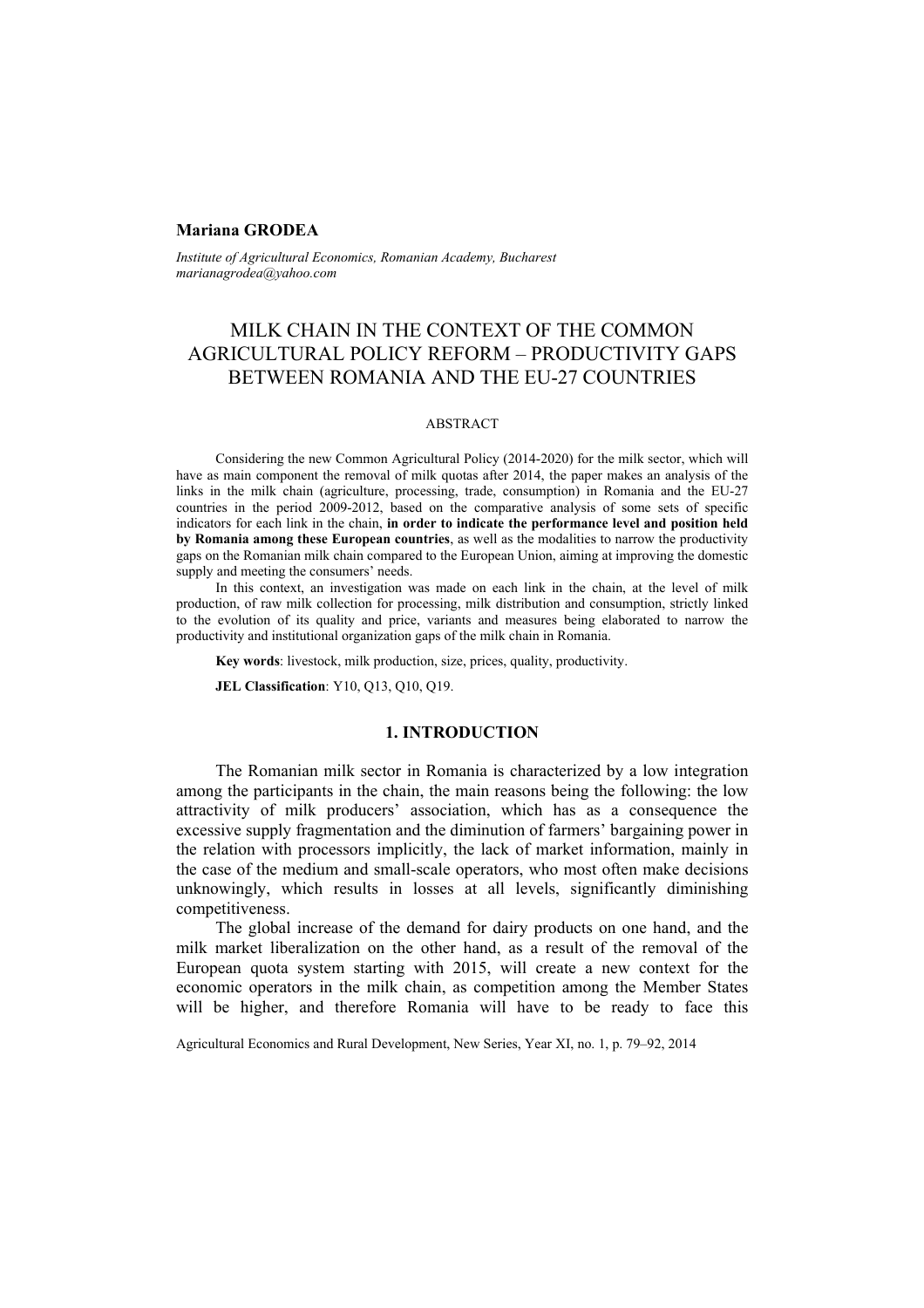**Mariana GRODEA**

*Institute of Agricultural Economics, Romanian Academy, Bucharest*
*marianagrodea@yahoo.com*

# MILK CHAIN IN THE CONTEXT OF THE COMMON AGRICULTURAL POLICY REFORM – PRODUCTIVITY GAPS BETWEEN ROMANIA AND THE EU-27 COUNTRIES

## ABSTRACT

Considering the new Common Agricultural Policy (2014-2020) for the milk sector, which will have as main component the removal of milk quotas after 2014, the paper makes an analysis of the links in the milk chain (agriculture, processing, trade, consumption) in Romania and the EU-27 countries in the period 2009-2012, based on the comparative analysis of some sets of specific indicators for each link in the chain, **in order to indicate the performance level and position held by Romania among these European countries**, as well as the modalities to narrow the productivity gaps on the Romanian milk chain compared to the European Union, aiming at improving the domestic supply and meeting the consumers' needs.

In this context, an investigation was made on each link in the chain, at the level of milk production, of raw milk collection for processing, milk distribution and consumption, strictly linked to the evolution of its quality and price, variants and measures being elaborated to narrow the productivity and institutional organization gaps of the milk chain in Romania.

**Key words**: livestock, milk production, size, prices, quality, productivity.

**JEL Classification**: Y10, Q13, Q10, Q19.

## 1. INTRODUCTION

The Romanian milk sector in Romania is characterized by a low integration among the participants in the chain, the main reasons being the following: the low attractivity of milk producers' association, which has as a consequence the excessive supply fragmentation and the diminution of farmers' bargaining power in the relation with processors implicitly, the lack of market information, mainly in the case of the medium and small-scale operators, who most often make decisions unknowingly, which results in losses at all levels, significantly diminishing competitiveness.

The global increase of the demand for dairy products on one hand, and the milk market liberalization on the other hand, as a result of the removal of the European quota system starting with 2015, will create a new context for the economic operators in the milk chain, as competition among the Member States will be higher, and therefore Romania will have to be ready to face this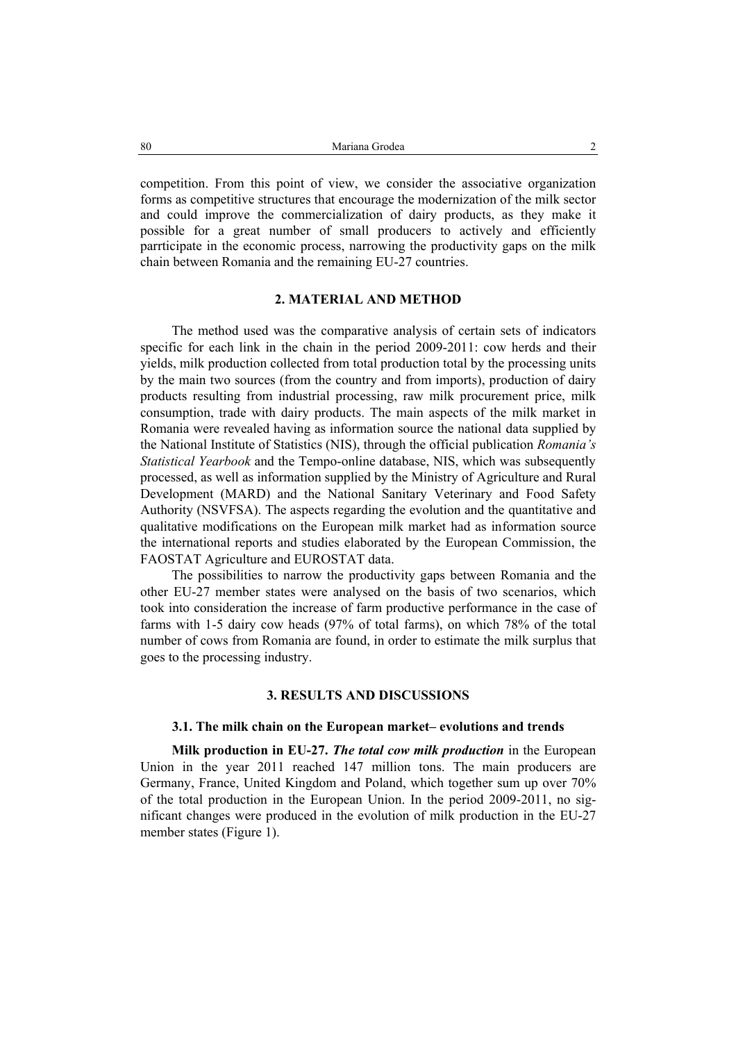competition. From this point of view, we consider the associative organization forms as competitive structures that encourage the modernization of the milk sector and could improve the commercialization of dairy products, as they make it possible for a great number of small producers to actively and efficiently parrticipate in the economic process, narrowing the productivity gaps on the milk chain between Romania and the remaining EU-27 countries.

## 2. MATERIAL AND METHOD

The method used was the comparative analysis of certain sets of indicators specific for each link in the chain in the period 2009-2011: cow herds and their yields, milk production collected from total production total by the processing units by the main two sources (from the country and from imports), production of dairy products resulting from industrial processing, raw milk procurement price, milk consumption, trade with dairy products. The main aspects of the milk market in Romania were revealed having as information source the national data supplied by the National Institute of Statistics (NIS), through the official publication *Romania's Statistical Yearbook* and the Tempo-online database, NIS, which was subsequently processed, as well as information supplied by the Ministry of Agriculture and Rural Development (MARD) and the National Sanitary Veterinary and Food Safety Authority (NSVFSA). The aspects regarding the evolution and the quantitative and qualitative modifications on the European milk market had as information source the international reports and studies elaborated by the European Commission, the FAOSTAT Agriculture and EUROSTAT data.

The possibilities to narrow the productivity gaps between Romania and the other EU-27 member states were analysed on the basis of two scenarios, which took into consideration the increase of farm productive performance in the case of farms with 1-5 dairy cow heads (97% of total farms), on which 78% of the total number of cows from Romania are found, in order to estimate the milk surplus that goes to the processing industry.

## 3. RESULTS AND DISCUSSIONS

### 3.1. The milk chain on the European market– evolutions and trends

**Milk production in EU-27.** ***The total cow milk production*** in the European Union in the year 2011 reached 147 million tons. The main producers are Germany, France, United Kingdom and Poland, which together sum up over 70% of the total production in the European Union. In the period 2009-2011, no significant changes were produced in the evolution of milk production in the EU-27 member states (Figure 1).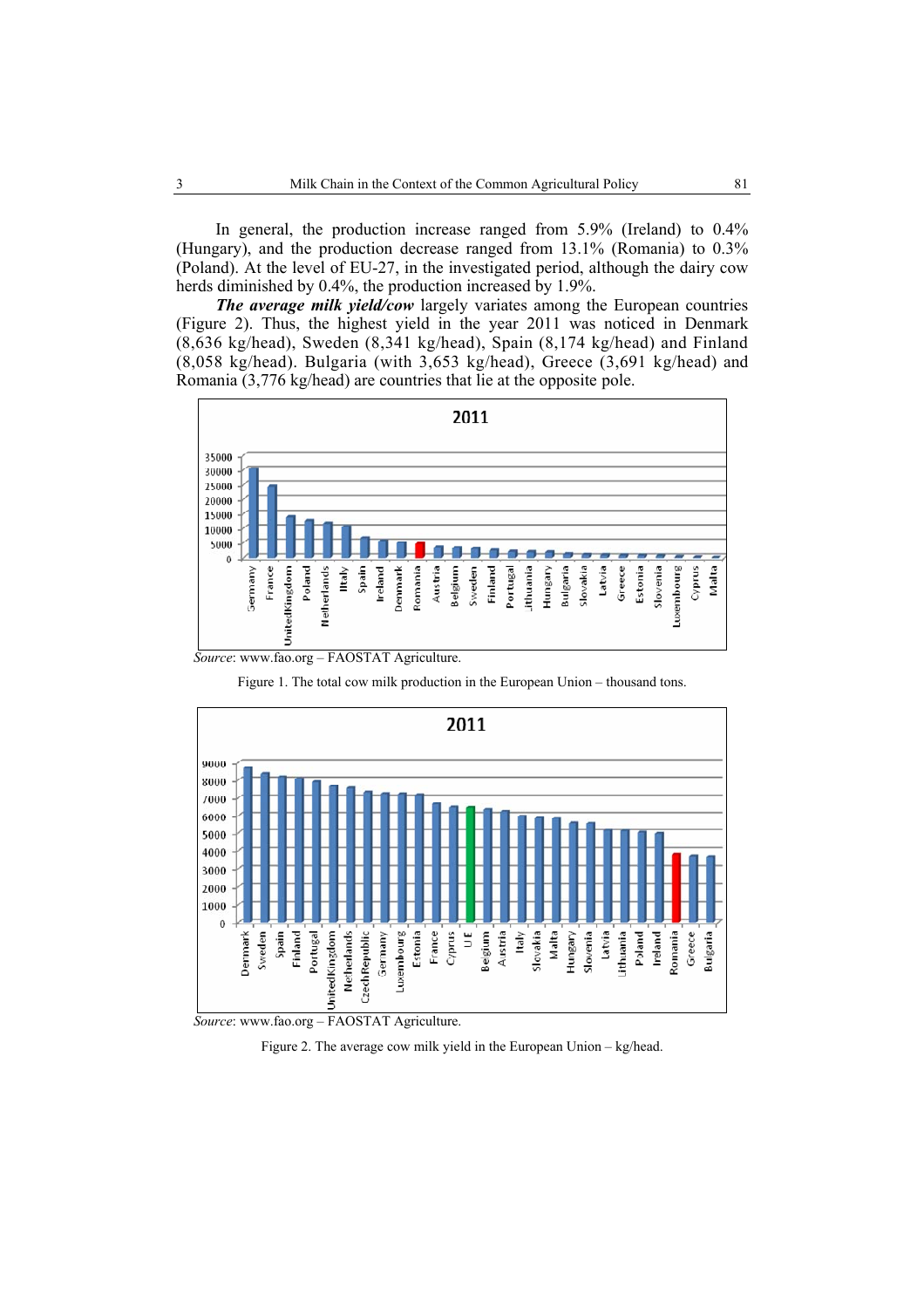In general, the production increase ranged from 5.9% (Ireland) to 0.4% (Hungary), and the production decrease ranged from 13.1% (Romania) to 0.3% (Poland). At the level of EU-27, in the investigated period, although the dairy cow herds diminished by 0.4%, the production increased by 1.9%.

***The average milk yield/cow*** largely variates among the European countries (Figure 2). Thus, the highest yield in the year 2011 was noticed in Denmark (8,636 kg/head), Sweden (8,341 kg/head), Spain (8,174 kg/head) and Finland (8,058 kg/head). Bulgaria (with 3,653 kg/head), Greece (3,691 kg/head) and Romania (3,776 kg/head) are countries that lie at the opposite pole.

*Source*: www.fao.org – FAOSTAT Agriculture.

Figure 1. The total cow milk production in the European Union – thousand tons.

*Source*: www.fao.org – FAOSTAT Agriculture.

Figure 2. The average cow milk yield in the European Union – kg/head.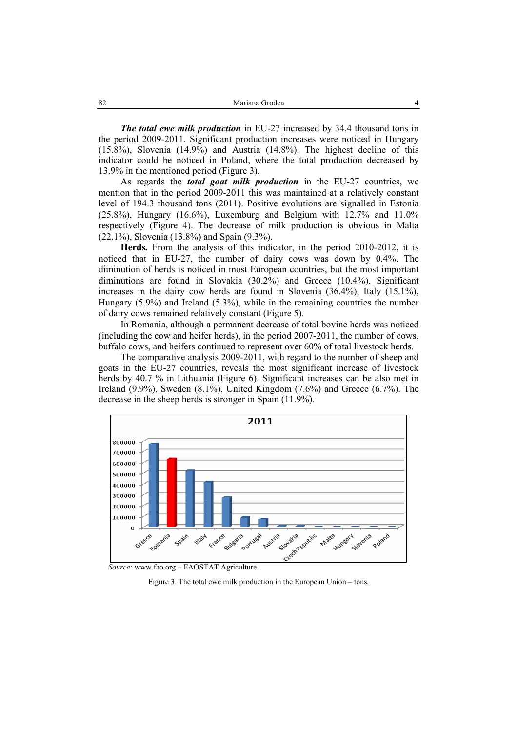***The total ewe milk production*** in EU-27 increased by 34.4 thousand tons in the period 2009-2011. Significant production increases were noticed in Hungary (15.8%), Slovenia (14.9%) and Austria (14.8%). The highest decline of this indicator could be noticed in Poland, where the total production decreased by 13.9% in the mentioned period (Figure 3).

As regards the ***total goat milk production*** in the EU-27 countries, we mention that in the period 2009-2011 this was maintained at a relatively constant level of 194.3 thousand tons (2011). Positive evolutions are signalled in Estonia (25.8%), Hungary (16.6%), Luxemburg and Belgium with 12.7% and 11.0% respectively (Figure 4). The decrease of milk production is obvious in Malta (22.1%), Slovenia (13.8%) and Spain (9.3%).

**Herds.** From the analysis of this indicator, in the period 2010-2012, it is noticed that in EU-27, the number of dairy cows was down by 0.4%. The diminution of herds is noticed in most European countries, but the most important diminutions are found in Slovakia (30.2%) and Greece (10.4%). Significant increases in the dairy cow herds are found in Slovenia (36.4%), Italy (15.1%), Hungary (5.9%) and Ireland (5.3%), while in the remaining countries the number of dairy cows remained relatively constant (Figure 5).

In Romania, although a permanent decrease of total bovine herds was noticed (including the cow and heifer herds), in the period 2007-2011, the number of cows, buffalo cows, and heifers continued to represent over 60% of total livestock herds.

The comparative analysis 2009-2011, with regard to the number of sheep and goats in the EU-27 countries, reveals the most significant increase of livestock herds by 40.7 % in Lithuania (Figure 6). Significant increases can be also met in Ireland (9.9%), Sweden (8.1%), United Kingdom (7.6%) and Greece (6.7%). The decrease in the sheep herds is stronger in Spain (11.9%).

*Source:* www.fao.org – FAOSTAT Agriculture.

Figure 3. The total ewe milk production in the European Union – tons.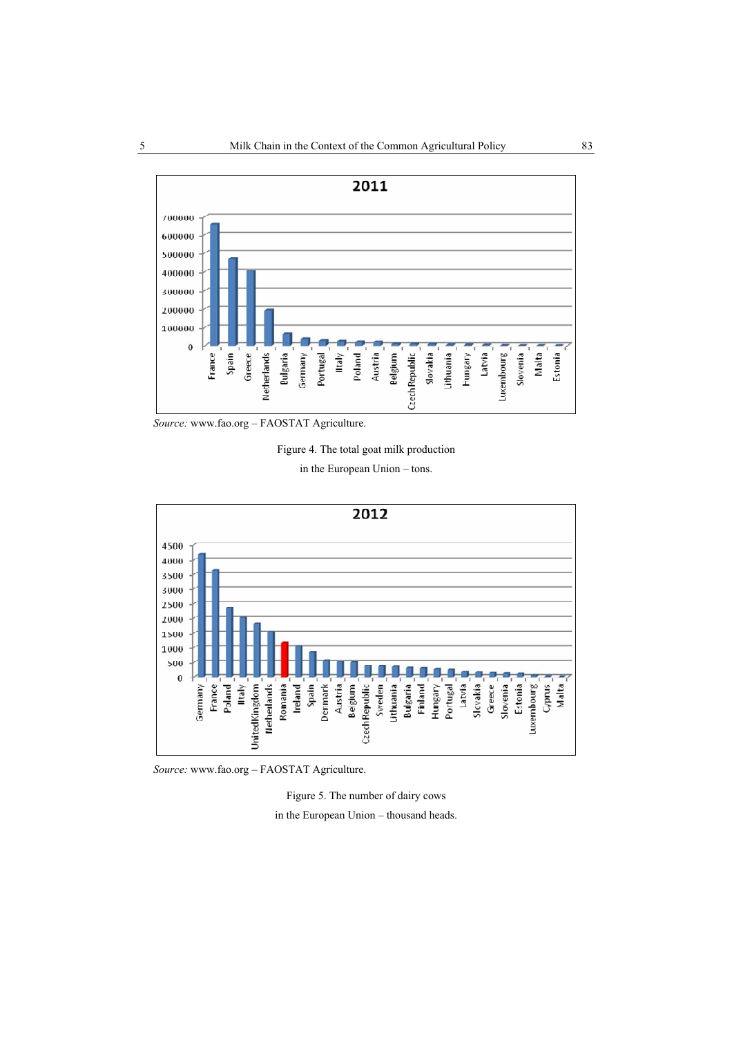Source: www.fao.org – FAOSTAT Agriculture.

Figure 4. The total goat milk production in the European Union – tons.

Source: www.fao.org – FAOSTAT Agriculture.

Figure 5. The number of dairy cows in the European Union – thousand heads.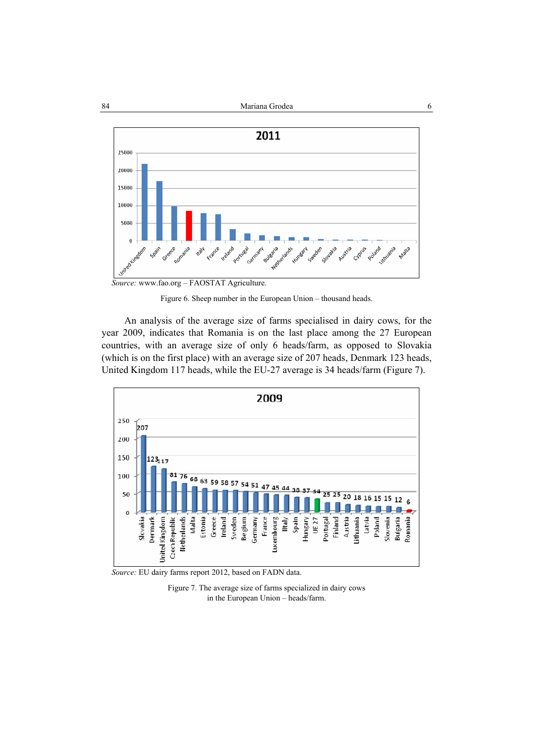*Source:* www.fao.org – FAOSTAT Agriculture.

Figure 6. Sheep number in the European Union – thousand heads.

An analysis of the average size of farms specialised in dairy cows, for the year 2009, indicates that Romania is on the last place among the 27 European countries, with an average size of only 6 heads/farm, as opposed to Slovakia (which is on the first place) with an average size of 207 heads, Denmark 123 heads, United Kingdom 117 heads, while the EU-27 average is 34 heads/farm (Figure 7).

*Source:* EU dairy farms report 2012, based on FADN data.

Figure 7. The average size of farms specialized in dairy cows in the European Union – heads/farm.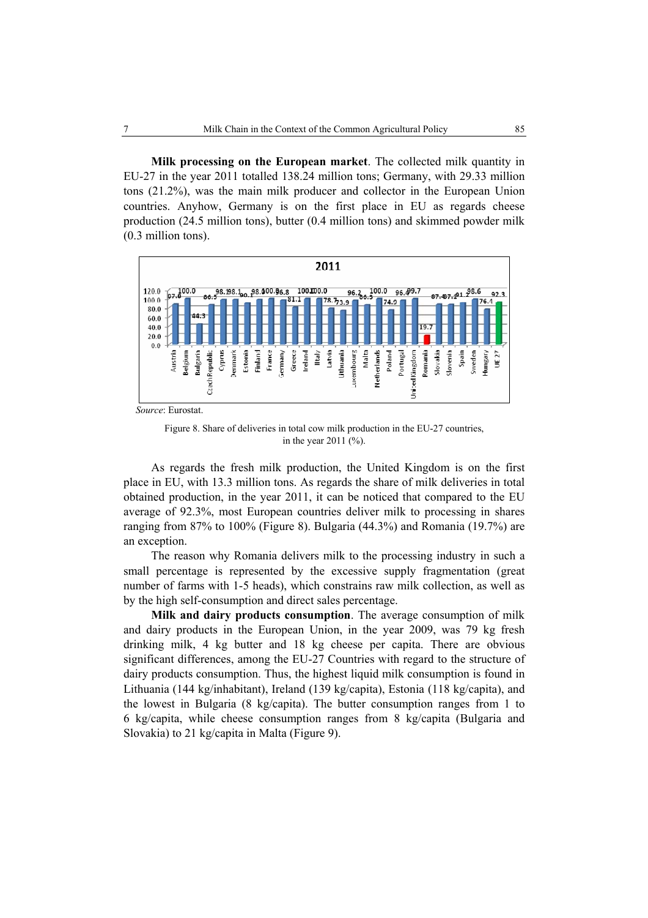**Milk processing on the European market**. The collected milk quantity in EU-27 in the year 2011 totalled 138.24 million tons; Germany, with 29.33 million tons (21.2%), was the main milk producer and collector in the European Union countries. Anyhow, Germany is on the first place in EU as regards cheese production (24.5 million tons), butter (0.4 million tons) and skimmed powder milk (0.3 million tons).

*Source*: Eurostat.

Figure 8. Share of deliveries in total cow milk production in the EU-27 countries, in the year 2011 (%).

As regards the fresh milk production, the United Kingdom is on the first place in EU, with 13.3 million tons. As regards the share of milk deliveries in total obtained production, in the year 2011, it can be noticed that compared to the EU average of 92.3%, most European countries deliver milk to processing in shares ranging from 87% to 100% (Figure 8). Bulgaria (44.3%) and Romania (19.7%) are an exception.

The reason why Romania delivers milk to the processing industry in such a small percentage is represented by the excessive supply fragmentation (great number of farms with 1-5 heads), which constrains raw milk collection, as well as by the high self-consumption and direct sales percentage.

**Milk and dairy products consumption**. The average consumption of milk and dairy products in the European Union, in the year 2009, was 79 kg fresh drinking milk, 4 kg butter and 18 kg cheese per capita. There are obvious significant differences, among the EU-27 Countries with regard to the structure of dairy products consumption. Thus, the highest liquid milk consumption is found in Lithuania (144 kg/inhabitant), Ireland (139 kg/capita), Estonia (118 kg/capita), and the lowest in Bulgaria (8 kg/capita). The butter consumption ranges from 1 to 6 kg/capita, while cheese consumption ranges from 8 kg/capita (Bulgaria and Slovakia) to 21 kg/capita in Malta (Figure 9).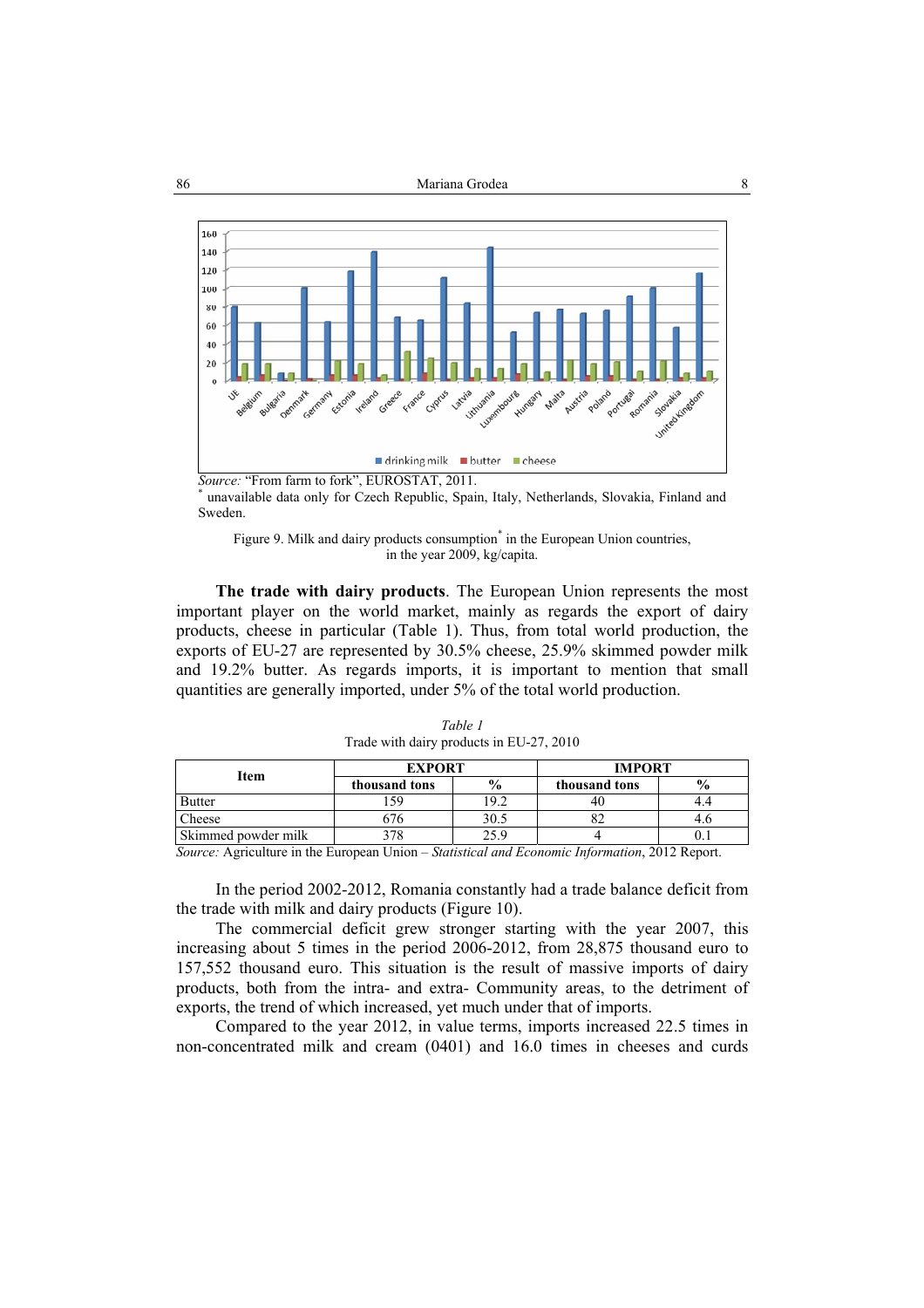Source: "From farm to fork", EUROSTAT, 2011.

[*] unavailable data only for Czech Republic, Spain, Italy, Netherlands, Slovakia, Finland and Sweden.

Figure 9. Milk and dairy products consumption[*] in the European Union countries, in the year 2009, kg/capita.

**The trade with dairy products**. The European Union represents the most important player on the world market, mainly as regards the export of dairy products, cheese in particular (Table 1). Thus, from total world production, the exports of EU-27 are represented by 30.5% cheese, 25.9% skimmed powder milk and 19.2% butter. As regards imports, it is important to mention that small quantities are generally imported, under 5% of the total world production.

*Table 1*
Trade with dairy products in EU-27, 2010

| Item | EXPORT | | IMPORT | |
|---|---|---|---|---|
| | thousand tons | % | thousand tons | % |
| Butter | 159 | 19.2 | 40 | 4.4 |
| Cheese | 676 | 30.5 | 82 | 4.6 |
| Skimmed powder milk | 378 | 25.9 | 4 | 0.1 |

*Source:* Agriculture in the European Union – *Statistical and Economic Information*, 2012 Report.

In the period 2002-2012, Romania constantly had a trade balance deficit from the trade with milk and dairy products (Figure 10).

The commercial deficit grew stronger starting with the year 2007, this increasing about 5 times in the period 2006-2012, from 28,875 thousand euro to 157,552 thousand euro. This situation is the result of massive imports of dairy products, both from the intra- and extra- Community areas, to the detriment of exports, the trend of which increased, yet much under that of imports.

Compared to the year 2012, in value terms, imports increased 22.5 times in non-concentrated milk and cream (0401) and 16.0 times in cheeses and curds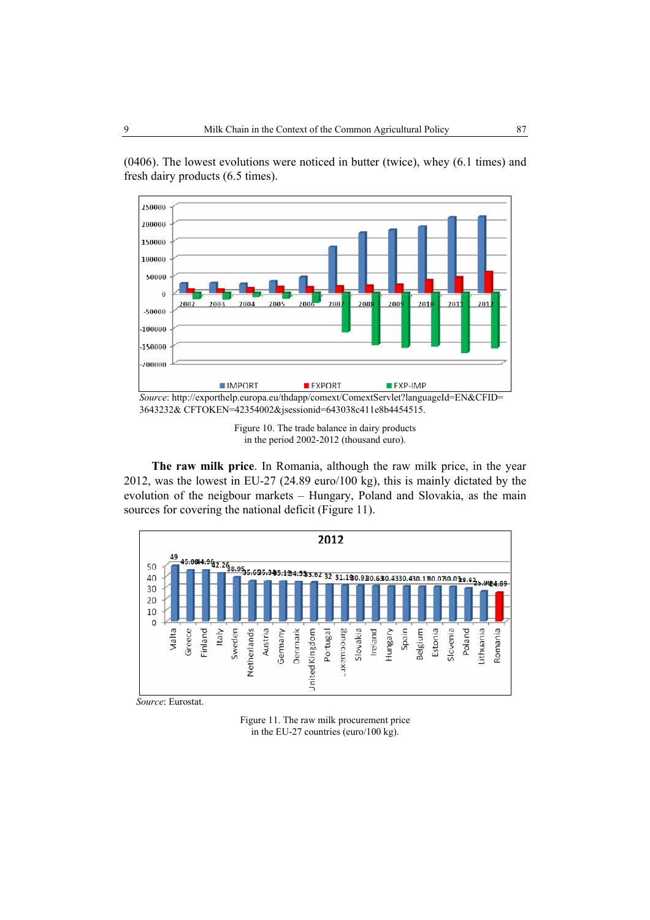(0406). The lowest evolutions were noticed in butter (twice), whey (6.1 times) and fresh dairy products (6.5 times).

*Source*: http://exporthelp.europa.eu/thdapp/comext/ComextServlet?languageId=EN&CFID=3643232& CFTOKEN=42354002&jsessionid=643038c411e8b4454515.

Figure 10. The trade balance in dairy products in the period 2002-2012 (thousand euro).

**The raw milk price**. In Romania, although the raw milk price, in the year 2012, was the lowest in EU-27 (24.89 euro/100 kg), this is mainly dictated by the evolution of the neigbour markets – Hungary, Poland and Slovakia, as the main sources for covering the national deficit (Figure 11).

*Source*: Eurostat.

Figure 11. The raw milk procurement price in the EU-27 countries (euro/100 kg).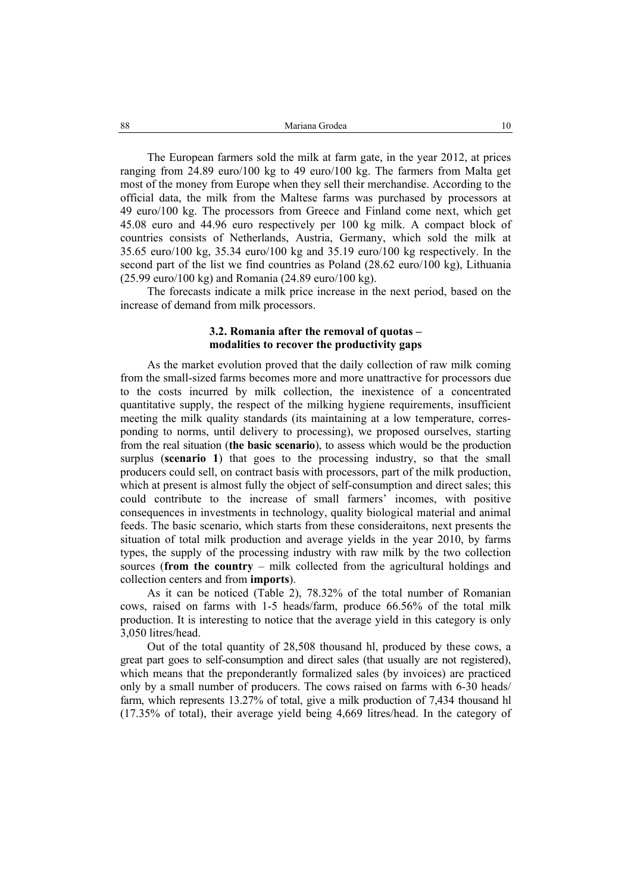The European farmers sold the milk at farm gate, in the year 2012, at prices ranging from 24.89 euro/100 kg to 49 euro/100 kg. The farmers from Malta get most of the money from Europe when they sell their merchandise. According to the official data, the milk from the Maltese farms was purchased by processors at 49 euro/100 kg. The processors from Greece and Finland come next, which get 45.08 euro and 44.96 euro respectively per 100 kg milk. A compact block of countries consists of Netherlands, Austria, Germany, which sold the milk at 35.65 euro/100 kg, 35.34 euro/100 kg and 35.19 euro/100 kg respectively. In the second part of the list we find countries as Poland (28.62 euro/100 kg), Lithuania (25.99 euro/100 kg) and Romania (24.89 euro/100 kg).

The forecasts indicate a milk price increase in the next period, based on the increase of demand from milk processors.

### 3.2. Romania after the removal of quotas – modalities to recover the productivity gaps

As the market evolution proved that the daily collection of raw milk coming from the small-sized farms becomes more and more unattractive for processors due to the costs incurred by milk collection, the inexistence of a concentrated quantitative supply, the respect of the milking hygiene requirements, insufficient meeting the milk quality standards (its maintaining at a low temperature, corresponding to norms, until delivery to processing), we proposed ourselves, starting from the real situation (**the basic scenario**), to assess which would be the production surplus (**scenario 1**) that goes to the processing industry, so that the small producers could sell, on contract basis with processors, part of the milk production, which at present is almost fully the object of self-consumption and direct sales; this could contribute to the increase of small farmers' incomes, with positive consequences in investments in technology, quality biological material and animal feeds. The basic scenario, which starts from these consideraitons, next presents the situation of total milk production and average yields in the year 2010, by farms types, the supply of the processing industry with raw milk by the two collection sources (**from the country** – milk collected from the agricultural holdings and collection centers and from **imports**).

As it can be noticed (Table 2), 78.32% of the total number of Romanian cows, raised on farms with 1-5 heads/farm, produce 66.56% of the total milk production. It is interesting to notice that the average yield in this category is only 3,050 litres/head.

Out of the total quantity of 28,508 thousand hl, produced by these cows, a great part goes to self-consumption and direct sales (that usually are not registered), which means that the preponderantly formalized sales (by invoices) are practiced only by a small number of producers. The cows raised on farms with 6-30 heads/ farm, which represents 13.27% of total, give a milk production of 7,434 thousand hl (17.35% of total), their average yield being 4,669 litres/head. In the category of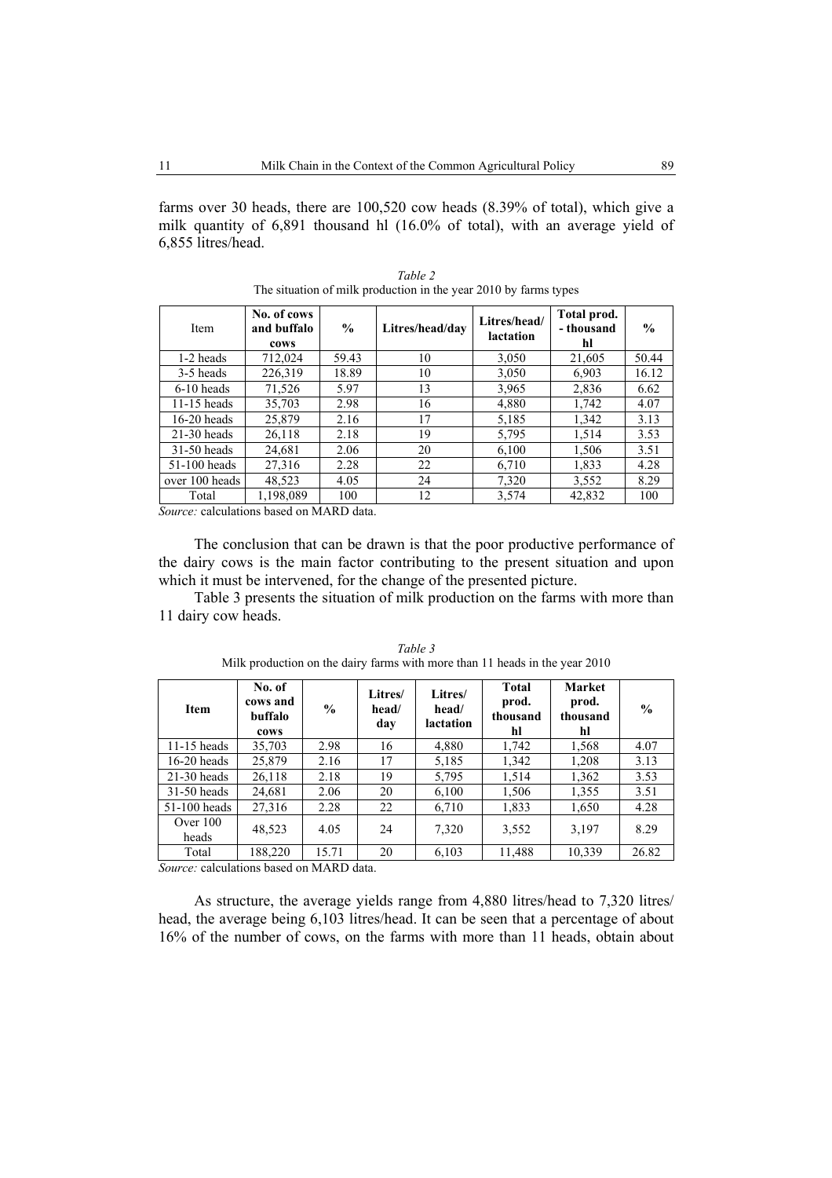farms over 30 heads, there are 100,520 cow heads (8.39% of total), which give a milk quantity of 6,891 thousand hl (16.0% of total), with an average yield of 6,855 litres/head.

*Table 2*
The situation of milk production in the year 2010 by farms types

| Item | No. of cows and buffalo cows | % | Litres/head/day | Litres/head/ lactation | Total prod. - thousand hl | % |
|---|---|---|---|---|---|---|
| 1-2 heads | 712,024 | 59.43 | 10 | 3,050 | 21,605 | 50.44 |
| 3-5 heads | 226,319 | 18.89 | 10 | 3,050 | 6,903 | 16.12 |
| 6-10 heads | 71,526 | 5.97 | 13 | 3,965 | 2,836 | 6.62 |
| 11-15 heads | 35,703 | 2.98 | 16 | 4,880 | 1,742 | 4.07 |
| 16-20 heads | 25,879 | 2.16 | 17 | 5,185 | 1,342 | 3.13 |
| 21-30 heads | 26,118 | 2.18 | 19 | 5,795 | 1,514 | 3.53 |
| 31-50 heads | 24,681 | 2.06 | 20 | 6,100 | 1,506 | 3.51 |
| 51-100 heads | 27,316 | 2.28 | 22 | 6,710 | 1,833 | 4.28 |
| over 100 heads | 48,523 | 4.05 | 24 | 7,320 | 3,552 | 8.29 |
| Total | 1,198,089 | 100 | 12 | 3,574 | 42,832 | 100 |

*Source:* calculations based on MARD data.

The conclusion that can be drawn is that the poor productive performance of the dairy cows is the main factor contributing to the present situation and upon which it must be intervened, for the change of the presented picture.

Table 3 presents the situation of milk production on the farms with more than 11 dairy cow heads.

*Table 3*
Milk production on the dairy farms with more than 11 heads in the year 2010

| **Item** | **No. of cows and buffalo cows** | **%** | **Litres/ head/ day** | **Litres/ head/ lactation** | **Total prod. thousand hl** | **Market prod. thousand hl** | **%** |
|---|---|---|---|---|---|---|---|
| 11-15 heads | 35,703 | 2.98 | 16 | 4,880 | 1,742 | 1,568 | 4.07 |
| 16-20 heads | 25,879 | 2.16 | 17 | 5,185 | 1,342 | 1,208 | 3.13 |
| 21-30 heads | 26,118 | 2.18 | 19 | 5,795 | 1,514 | 1,362 | 3.53 |
| 31-50 heads | 24,681 | 2.06 | 20 | 6,100 | 1,506 | 1,355 | 3.51 |
| 51-100 heads | 27,316 | 2.28 | 22 | 6,710 | 1,833 | 1,650 | 4.28 |
| Over 100 heads | 48,523 | 4.05 | 24 | 7,320 | 3,552 | 3,197 | 8.29 |
| Total | 188,220 | 15.71 | 20 | 6,103 | 11,488 | 10,339 | 26.82 |

*Source:* calculations based on MARD data.

As structure, the average yields range from 4,880 litres/head to 7,320 litres/ head, the average being 6,103 litres/head. It can be seen that a percentage of about 16% of the number of cows, on the farms with more than 11 heads, obtain about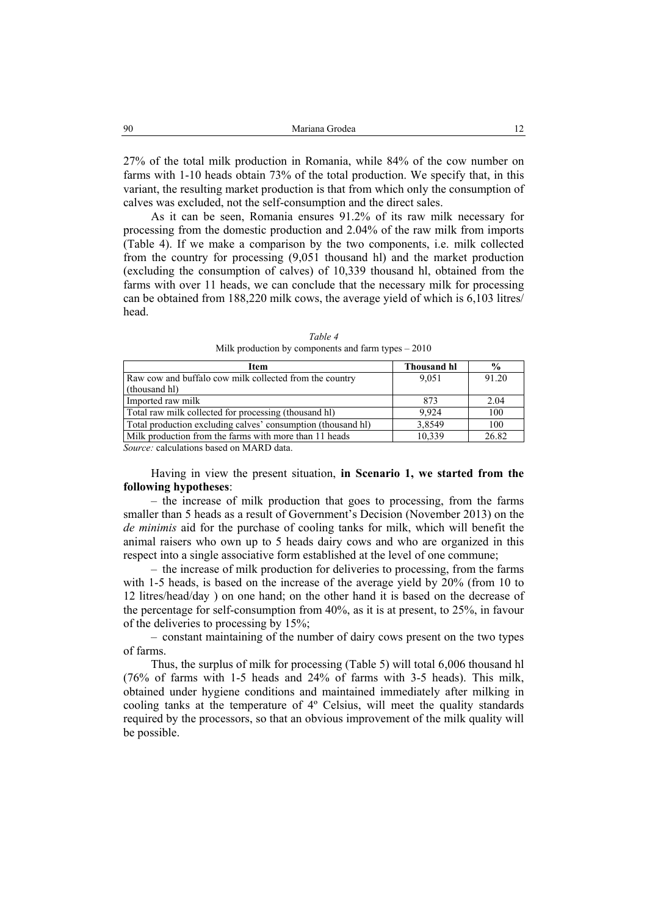27% of the total milk production in Romania, while 84% of the cow number on farms with 1-10 heads obtain 73% of the total production. We specify that, in this variant, the resulting market production is that from which only the consumption of calves was excluded, not the self-consumption and the direct sales.

As it can be seen, Romania ensures 91.2% of its raw milk necessary for processing from the domestic production and 2.04% of the raw milk from imports (Table 4). If we make a comparison by the two components, i.e. milk collected from the country for processing (9,051 thousand hl) and the market production (excluding the consumption of calves) of 10,339 thousand hl, obtained from the farms with over 11 heads, we can conclude that the necessary milk for processing can be obtained from 188,220 milk cows, the average yield of which is 6,103 litres/ head.

*Table 4*
Milk production by components and farm types – 2010

| Item | Thousand hl | % |
|---|---|---|
| Raw cow and buffalo cow milk collected from the country (thousand hl) | 9,051 | 91.20 |
| Imported raw milk | 873 | 2.04 |
| Total raw milk collected for processing (thousand hl) | 9,924 | 100 |
| Total production excluding calves' consumption (thousand hl) | 3,8549 | 100 |
| Milk production from the farms with more than 11 heads | 10,339 | 26.82 |

*Source:* calculations based on MARD data.

Having in view the present situation, **in Scenario 1, we started from the following hypotheses**:

– the increase of milk production that goes to processing, from the farms smaller than 5 heads as a result of Government's Decision (November 2013) on the *de minimis* aid for the purchase of cooling tanks for milk, which will benefit the animal raisers who own up to 5 heads dairy cows and who are organized in this respect into a single associative form established at the level of one commune;

– the increase of milk production for deliveries to processing, from the farms with 1-5 heads, is based on the increase of the average yield by 20% (from 10 to 12 litres/head/day ) on one hand; on the other hand it is based on the decrease of the percentage for self-consumption from 40%, as it is at present, to 25%, in favour of the deliveries to processing by 15%;

– constant maintaining of the number of dairy cows present on the two types of farms.

Thus, the surplus of milk for processing (Table 5) will total 6,006 thousand hl (76% of farms with 1-5 heads and 24% of farms with 3-5 heads). This milk, obtained under hygiene conditions and maintained immediately after milking in cooling tanks at the temperature of 4º Celsius, will meet the quality standards required by the processors, so that an obvious improvement of the milk quality will be possible.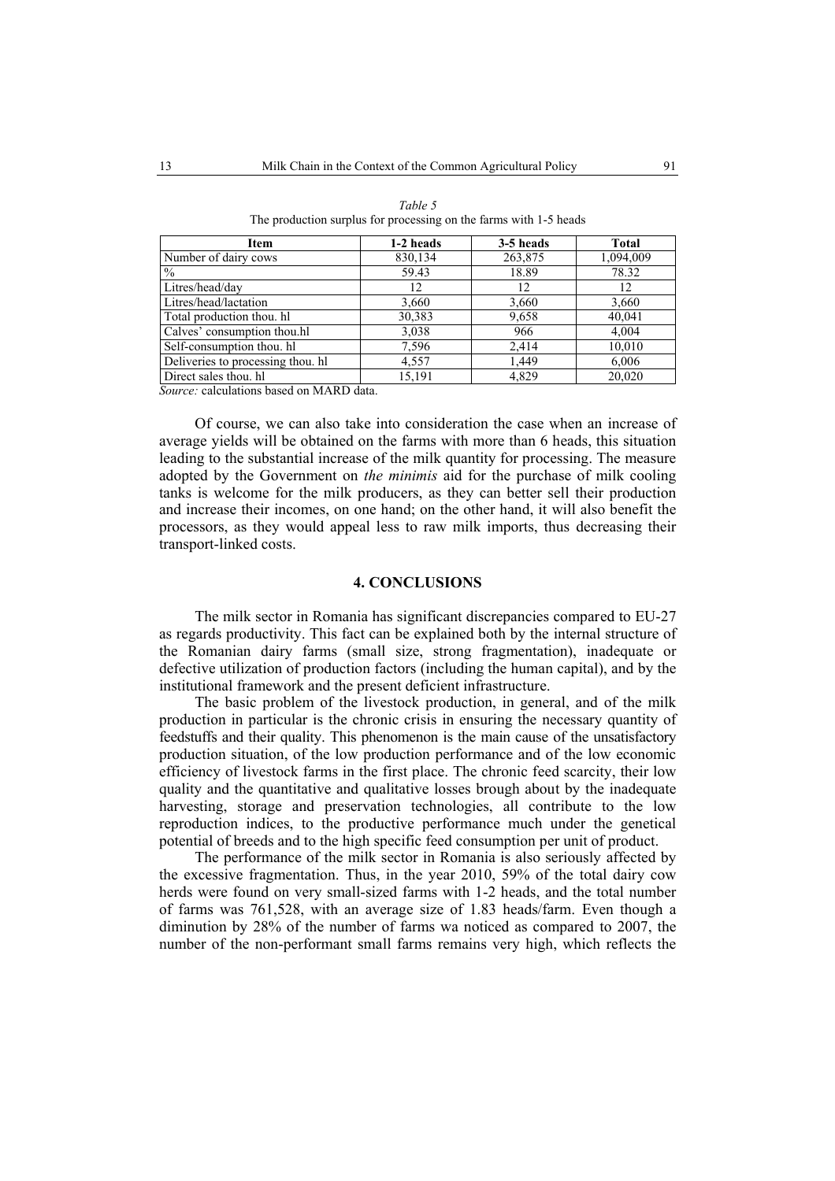*Table 5*

The production surplus for processing on the farms with 1-5 heads

| Item | 1-2 heads | 3-5 heads | Total |
|---|---|---|---|
| Number of dairy cows | 830,134 | 263,875 | 1,094,009 |
| % | 59.43 | 18.89 | 78.32 |
| Litres/head/day | 12 | 12 | 12 |
| Litres/head/lactation | 3,660 | 3,660 | 3,660 |
| Total production thou. hl | 30,383 | 9,658 | 40,041 |
| Calves' consumption thou.hl | 3,038 | 966 | 4,004 |
| Self-consumption thou. hl | 7,596 | 2,414 | 10,010 |
| Deliveries to processing thou. hl | 4,557 | 1,449 | 6,006 |
| Direct sales thou. hl | 15,191 | 4,829 | 20,020 |

*Source:* calculations based on MARD data.

Of course, we can also take into consideration the case when an increase of average yields will be obtained on the farms with more than 6 heads, this situation leading to the substantial increase of the milk quantity for processing. The measure adopted by the Government on *the minimis* aid for the purchase of milk cooling tanks is welcome for the milk producers, as they can better sell their production and increase their incomes, on one hand; on the other hand, it will also benefit the processors, as they would appeal less to raw milk imports, thus decreasing their transport-linked costs.

## 4. CONCLUSIONS

The milk sector in Romania has significant discrepancies compared to EU-27 as regards productivity. This fact can be explained both by the internal structure of the Romanian dairy farms (small size, strong fragmentation), inadequate or defective utilization of production factors (including the human capital), and by the institutional framework and the present deficient infrastructure.

The basic problem of the livestock production, in general, and of the milk production in particular is the chronic crisis in ensuring the necessary quantity of feedstuffs and their quality. This phenomenon is the main cause of the unsatisfactory production situation, of the low production performance and of the low economic efficiency of livestock farms in the first place. The chronic feed scarcity, their low quality and the quantitative and qualitative losses brough about by the inadequate harvesting, storage and preservation technologies, all contribute to the low reproduction indices, to the productive performance much under the genetical potential of breeds and to the high specific feed consumption per unit of product.

The performance of the milk sector in Romania is also seriously affected by the excessive fragmentation. Thus, in the year 2010, 59% of the total dairy cow herds were found on very small-sized farms with 1-2 heads, and the total number of farms was 761,528, with an average size of 1.83 heads/farm. Even though a diminution by 28% of the number of farms wa noticed as compared to 2007, the number of the non-performant small farms remains very high, which reflects the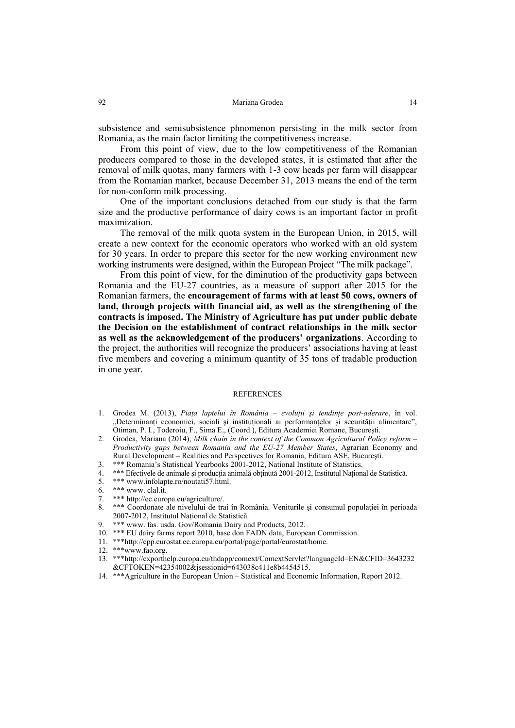subsistence and semisubsistence phnomenon persisting in the milk sector from Romania, as the main factor limiting the competitiveness increase.

From this point of view, due to the low competitiveness of the Romanian producers compared to those in the developed states, it is estimated that after the removal of milk quotas, many farmers with 1-3 cow heads per farm will disappear from the Romanian market, because December 31, 2013 means the end of the term for non-conform milk processing.

One of the important conclusions detached from our study is that the farm size and the productive performance of dairy cows is an important factor in profit maximization.

The removal of the milk quota system in the European Union, in 2015, will create a new context for the economic operators who worked with an old system for 30 years. In order to prepare this sector for the new working environment new working instruments were designed, within the European Project "The milk package".

From this point of view, for the diminution of the productivity gaps between Romania and the EU-27 countries, as a measure of support after 2015 for the Romanian farmers, the **encouragement of farms with at least 50 cows, owners of land, through projects witth financial aid, as well as the strengthening of the contracts is imposed. The Ministry of Agriculture has put under public debate the Decision on the establishment of contract relationships in the milk sector as well as the acknowledgement of the producers' organizations**. According to the project, the authorities will recognize the producers' associations having at least five members and covering a minimum quantity of 35 tons of tradable production in one year.

## REFERENCES

1. Grodea M. (2013), *Piața laptelui în România – evoluții și tendințe post-aderare*, în vol. „Determinanți economici, sociali și instituționali ai performanțelor și securității alimentare", Otiman, P. I., Toderoiu, F., Sima E., (Coord.), Editura Academiei Romane, București.
2. Grodea, Mariana (2014), *Milk chain in the context of the Common Agricultural Policy reform – Productivity gaps between Romania and the EU-27 Member States*, Agrarian Economy and Rural Development – Realities and Perspectives for Romania, Editura ASE, București.
3. *** Romania's Statistical Yearbooks 2001-2012, National Institute of Statistics.
4. *** Efectivele de animale și producția animală obținută 2001-2012, Institutul Național de Statistică.
5. *** www.infolapte.ro/noutati57.html.
6. *** www. clal.it.
7. *** http://ec.europa.eu/agriculture/.
8. *** Coordonate ale nivelului de trai în România. Veniturile și consumul populației în perioada 2007-2012, Institutul Național de Statistică.
9. *** www. fas. usda. Gov/Romania Dairy and Products, 2012.
10. *** EU dairy farms report 2010, base don FADN data, European Commission.
11. ***http://epp.eurostat.ec.europa.eu/portal/page/portal/eurostat/home.
12. ***www.fao.org.
13. ***http://exporthelp.europa.eu/thdapp/comext/ComextServlet?languageId=EN&CFID=3643232 &CFTOKEN=42354002&jsessionid=643038c411e8b4454515.
14. ***Agriculture in the European Union – Statistical and Economic Information, Report 2012.